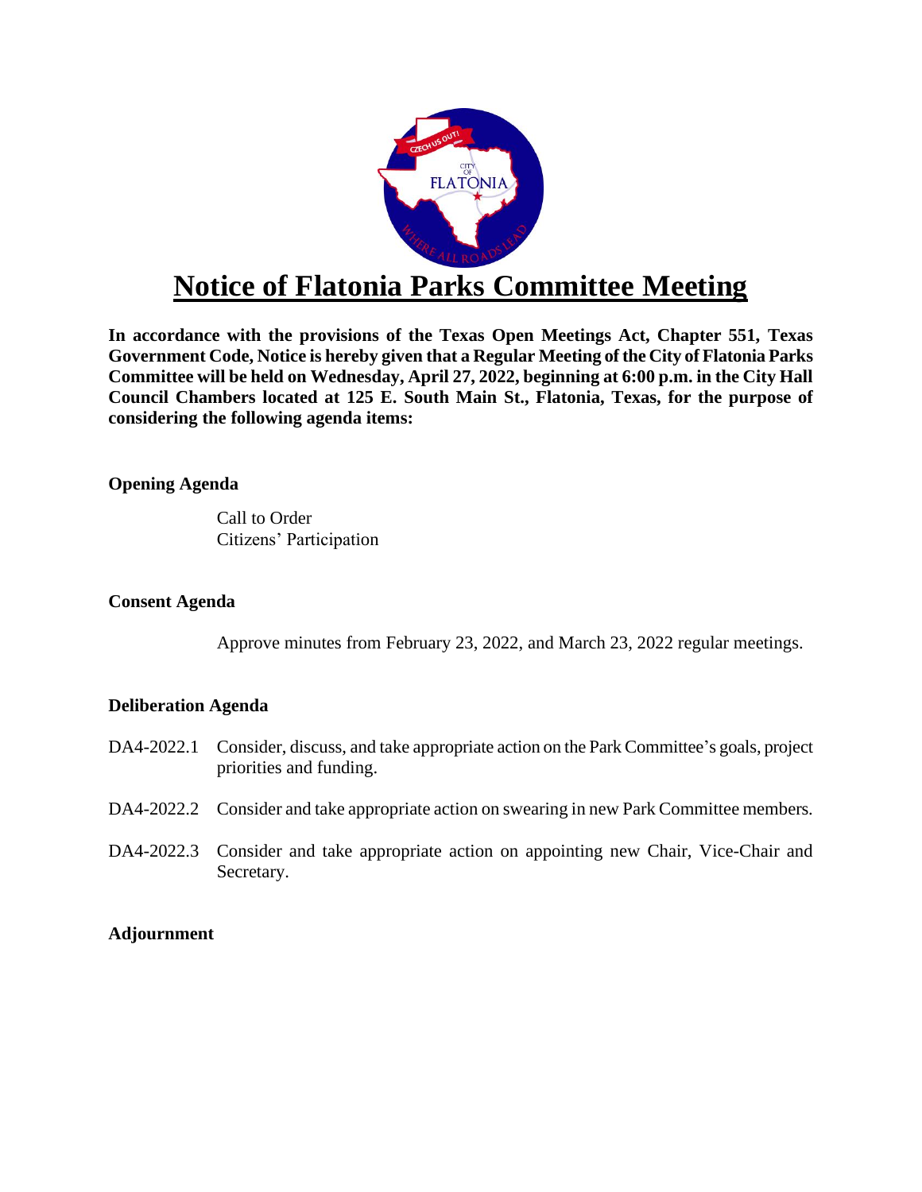# Notice of Flatonia Parks Committee Meeting

**In accordance with the provisions of the Texas Open Meetings Act, Chapter 551, Texas Government Code, Notice is hereby given that a Regular Meeting of the City of Flatonia Parks Committee will be held on Wednesday, April 27, 2022, beginning at 6:00 p.m. in the City Hall Council Chambers located at 125 E. South Main St., Flatonia, Texas, for the purpose of considering the following agenda items:**

**Opening Agenda**

Call to Order
Citizens' Participation

**Consent Agenda**

Approve minutes from February 23, 2022, and March 23, 2022 regular meetings.

**Deliberation Agenda**

DA4-2022.1 Consider, discuss, and take appropriate action on the Park Committee's goals, project priorities and funding.

DA4-2022.2 Consider and take appropriate action on swearing in new Park Committee members.

DA4-2022.3 Consider and take appropriate action on appointing new Chair, Vice-Chair and Secretary.

**Adjournment**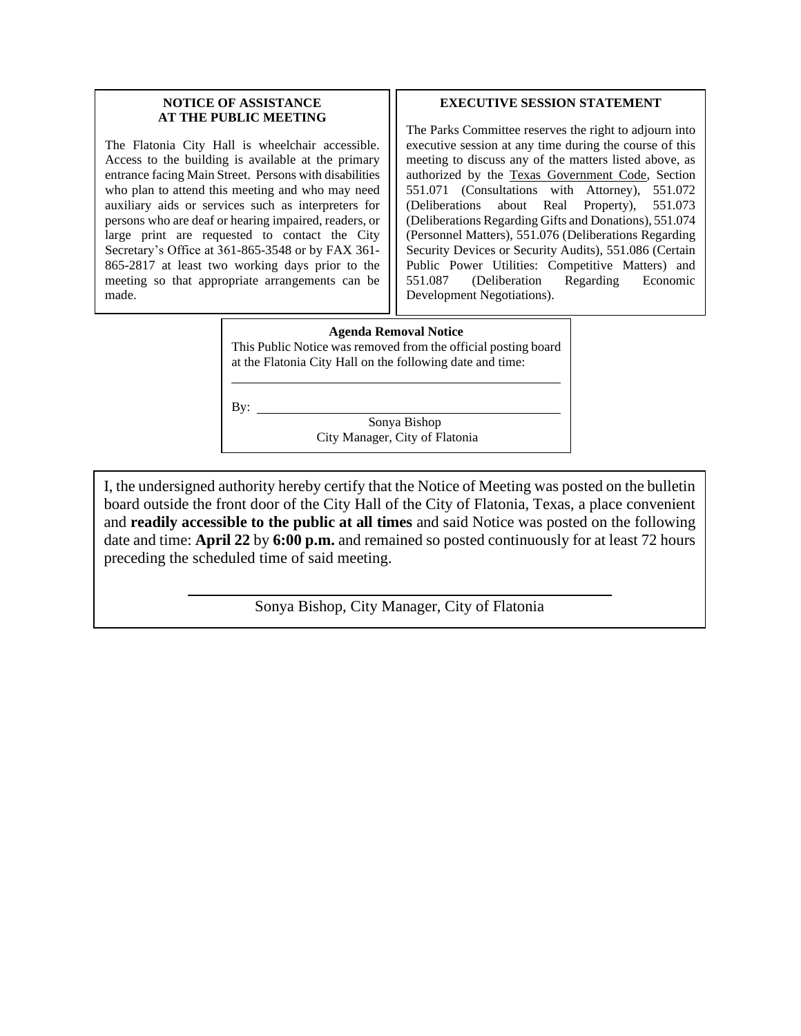**NOTICE OF ASSISTANCE AT THE PUBLIC MEETING**

The Flatonia City Hall is wheelchair accessible. Access to the building is available at the primary entrance facing Main Street. Persons with disabilities who plan to attend this meeting and who may need auxiliary aids or services such as interpreters for persons who are deaf or hearing impaired, readers, or large print are requested to contact the City Secretary's Office at 361-865-3548 or by FAX 361-865-2817 at least two working days prior to the meeting so that appropriate arrangements can be made.

**EXECUTIVE SESSION STATEMENT**

The Parks Committee reserves the right to adjourn into executive session at any time during the course of this meeting to discuss any of the matters listed above, as authorized by the Texas Government Code, Section 551.071 (Consultations with Attorney), 551.072 (Deliberations about Real Property), 551.073 (Deliberations Regarding Gifts and Donations), 551.074 (Personnel Matters), 551.076 (Deliberations Regarding Security Devices or Security Audits), 551.086 (Certain Public Power Utilities: Competitive Matters) and 551.087 (Deliberation Regarding Economic Development Negotiations).

**Agenda Removal Notice**

This Public Notice was removed from the official posting board at the Flatonia City Hall on the following date and time:

\_\_\_\_\_\_\_\_\_\_\_\_\_\_\_\_\_\_\_\_\_\_\_\_\_\_\_\_\_\_\_\_\_\_\_\_\_\_\_\_

By: \_\_\_\_\_\_\_\_\_\_\_\_\_\_\_\_\_\_\_\_\_\_\_\_\_\_\_\_\_\_\_\_\_\_\_\_

Sonya Bishop
City Manager, City of Flatonia

I, the undersigned authority hereby certify that the Notice of Meeting was posted on the bulletin board outside the front door of the City Hall of the City of Flatonia, Texas, a place convenient and **readily accessible to the public at all times** and said Notice was posted on the following date and time: **April 22** by **6:00 p.m.** and remained so posted continuously for at least 72 hours preceding the scheduled time of said meeting.

\_\_\_\_\_\_\_\_\_\_\_\_\_\_\_\_\_\_\_\_\_\_\_\_\_\_\_\_\_\_\_\_\_\_\_\_\_\_\_\_

Sonya Bishop, City Manager, City of Flatonia